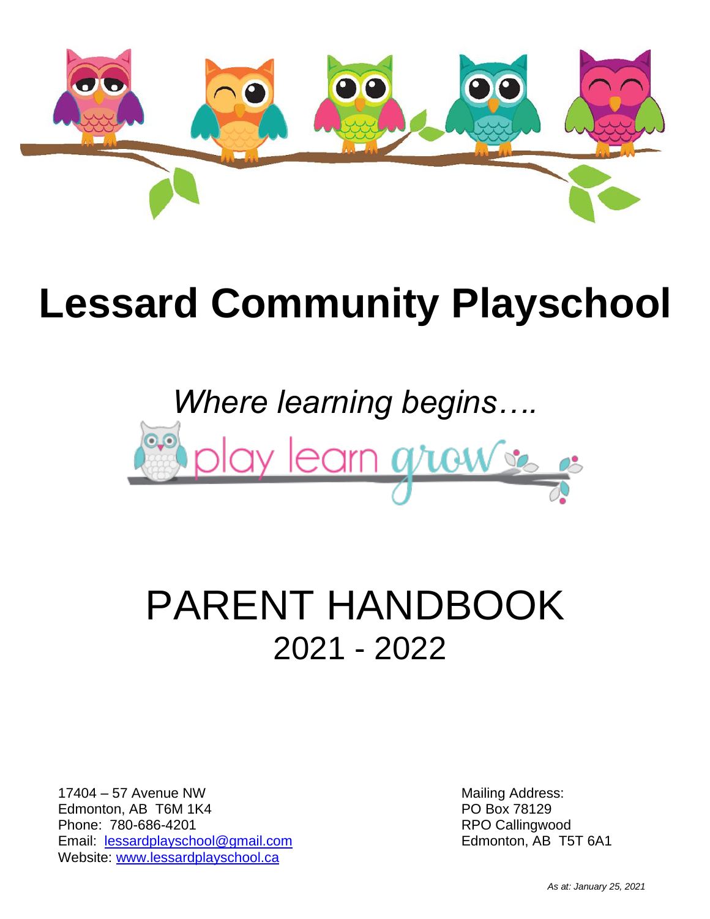# Lessard Community Playschool

*Where learning begins….*

play learn grow

# PARENT HANDBOOK
## 2021 - 2022

17404 – 57 Avenue NW
Edmonton, AB T6M 1K4
Phone: 780-686-4201
Email: lessardplayschool@gmail.com
Website: www.lessardplayschool.ca

Mailing Address:
PO Box 78129
RPO Callingwood
Edmonton, AB T5T 6A1

*As at: January 25, 2021*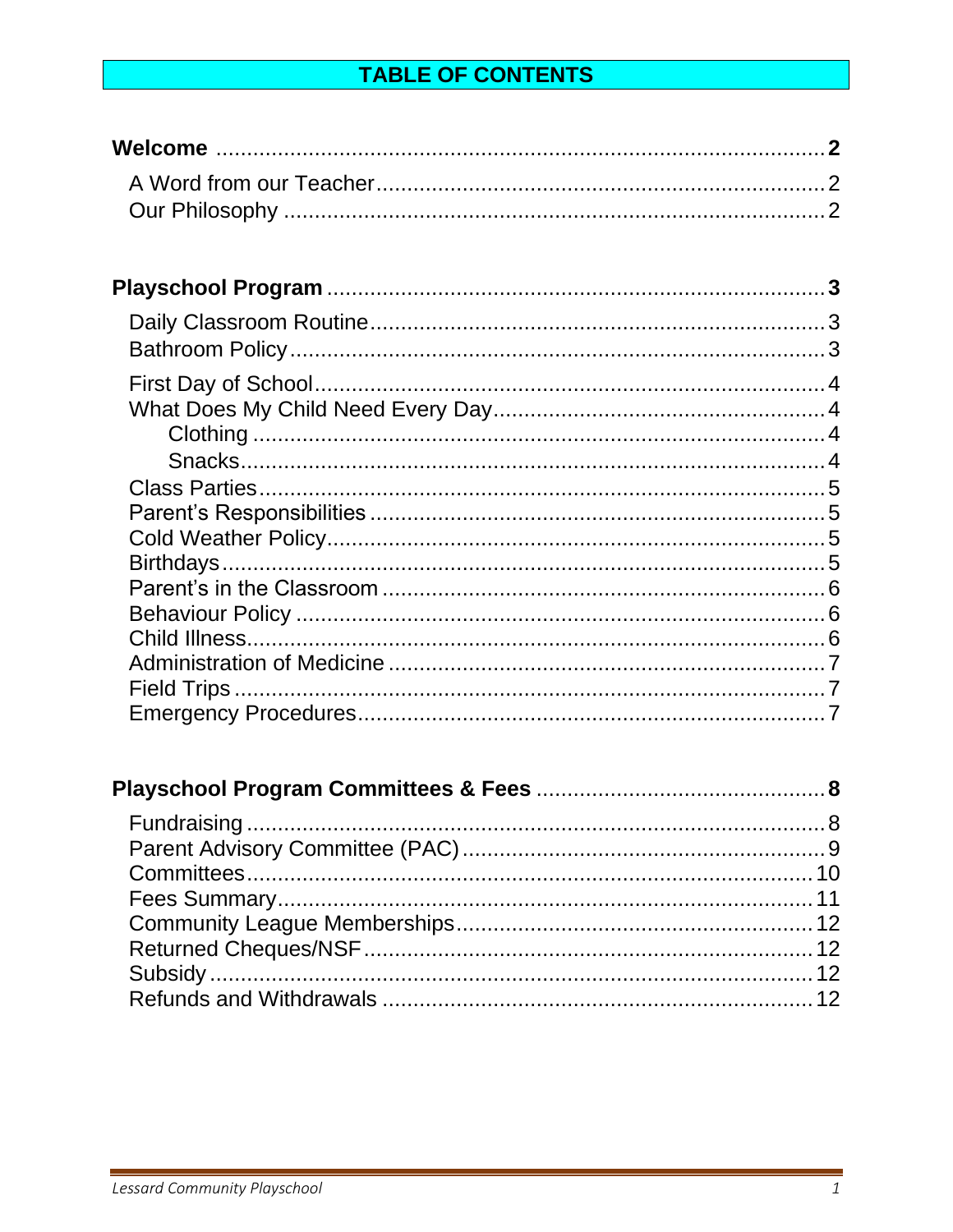# TABLE OF CONTENTS

**Welcome** .................................................. **2**

- A Word from our Teacher .................................................. 2
- Our Philosophy .................................................. 2

**Playschool Program** .................................................. **3**

- Daily Classroom Routine .................................................. 3
- Bathroom Policy .................................................. 3
- First Day of School .................................................. 4
- What Does My Child Need Every Day .................................................. 4
  - Clothing .................................................. 4
  - Snacks .................................................. 4
- Class Parties .................................................. 5
- Parent's Responsibilities .................................................. 5
- Cold Weather Policy .................................................. 5
- Birthdays .................................................. 5
- Parent's in the Classroom .................................................. 6
- Behaviour Policy .................................................. 6
- Child Illness .................................................. 6
- Administration of Medicine .................................................. 7
- Field Trips .................................................. 7
- Emergency Procedures .................................................. 7

**Playschool Program Committees & Fees** .................................................. **8**

- Fundraising .................................................. 8
- Parent Advisory Committee (PAC) .................................................. 9
- Committees .................................................. 10
- Fees Summary .................................................. 11
- Community League Memberships .................................................. 12
- Returned Cheques/NSF .................................................. 12
- Subsidy .................................................. 12
- Refunds and Withdrawals .................................................. 12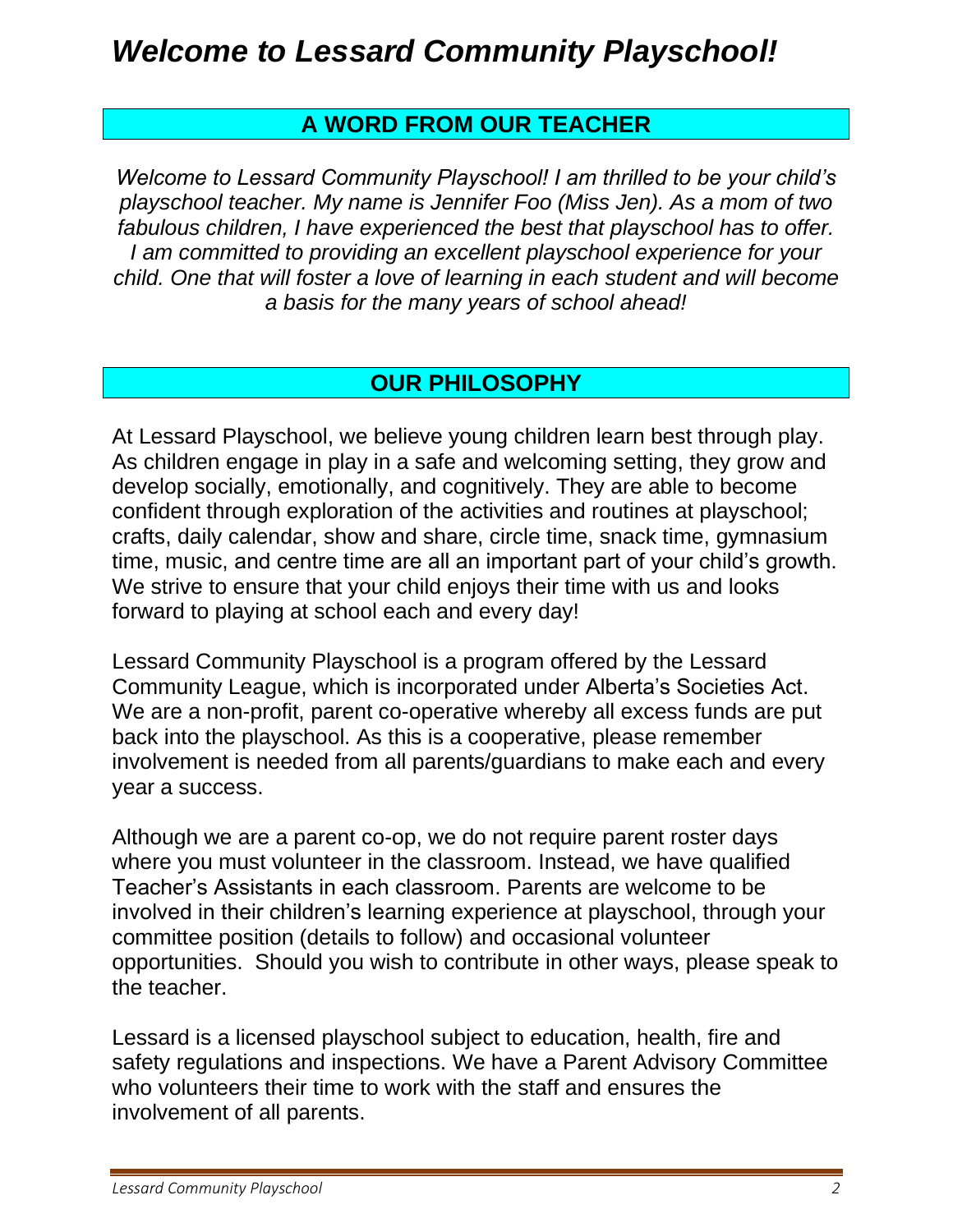# *Welcome to Lessard Community Playschool!*

## A WORD FROM OUR TEACHER

*Welcome to Lessard Community Playschool! I am thrilled to be your child's playschool teacher. My name is Jennifer Foo (Miss Jen). As a mom of two fabulous children, I have experienced the best that playschool has to offer. I am committed to providing an excellent playschool experience for your child. One that will foster a love of learning in each student and will become a basis for the many years of school ahead!*

## OUR PHILOSOPHY

At Lessard Playschool, we believe young children learn best through play. As children engage in play in a safe and welcoming setting, they grow and develop socially, emotionally, and cognitively. They are able to become confident through exploration of the activities and routines at playschool; crafts, daily calendar, show and share, circle time, snack time, gymnasium time, music, and centre time are all an important part of your child's growth. We strive to ensure that your child enjoys their time with us and looks forward to playing at school each and every day!

Lessard Community Playschool is a program offered by the Lessard Community League, which is incorporated under Alberta's Societies Act. We are a non-profit, parent co-operative whereby all excess funds are put back into the playschool. As this is a cooperative, please remember involvement is needed from all parents/guardians to make each and every year a success.

Although we are a parent co-op, we do not require parent roster days where you must volunteer in the classroom. Instead, we have qualified Teacher's Assistants in each classroom. Parents are welcome to be involved in their children's learning experience at playschool, through your committee position (details to follow) and occasional volunteer opportunities. Should you wish to contribute in other ways, please speak to the teacher.

Lessard is a licensed playschool subject to education, health, fire and safety regulations and inspections. We have a Parent Advisory Committee who volunteers their time to work with the staff and ensures the involvement of all parents.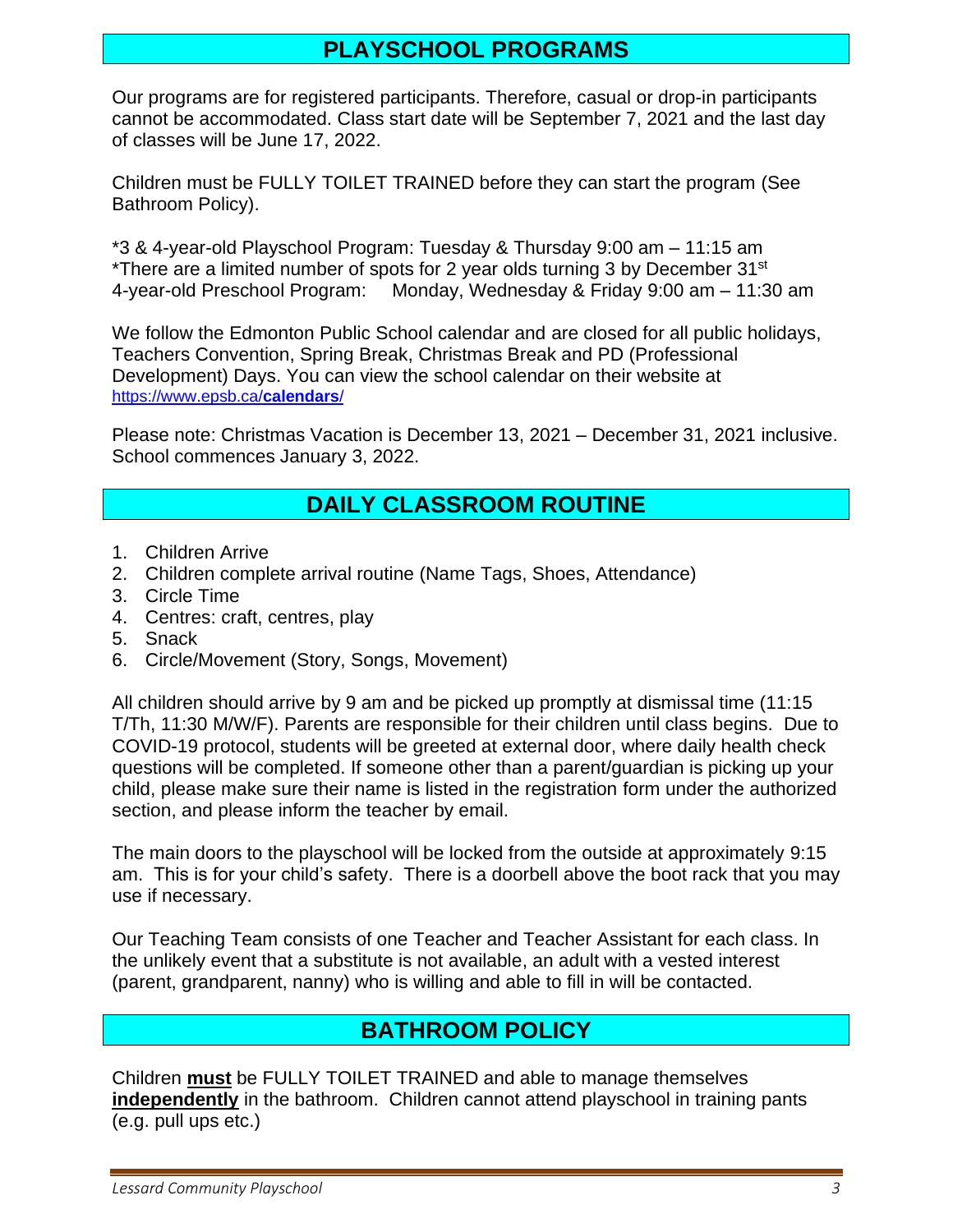## PLAYSCHOOL PROGRAMS

Our programs are for registered participants. Therefore, casual or drop-in participants cannot be accommodated. Class start date will be September 7, 2021 and the last day of classes will be June 17, 2022.

Children must be FULLY TOILET TRAINED before they can start the program (See Bathroom Policy).

*3 & 4-year-old Playschool Program: Tuesday & Thursday 9:00 am – 11:15 am
*There are a limited number of spots for 2 year olds turning 3 by December 31st
4-year-old Preschool Program: Monday, Wednesday & Friday 9:00 am – 11:30 am

We follow the Edmonton Public School calendar and are closed for all public holidays, Teachers Convention, Spring Break, Christmas Break and PD (Professional Development) Days. You can view the school calendar on their website at https://www.epsb.ca/**calendars**/

Please note: Christmas Vacation is December 13, 2021 – December 31, 2021 inclusive. School commences January 3, 2022.

## DAILY CLASSROOM ROUTINE

1. Children Arrive
2. Children complete arrival routine (Name Tags, Shoes, Attendance)
3. Circle Time
4. Centres: craft, centres, play
5. Snack
6. Circle/Movement (Story, Songs, Movement)

All children should arrive by 9 am and be picked up promptly at dismissal time (11:15 T/Th, 11:30 M/W/F). Parents are responsible for their children until class begins. Due to COVID-19 protocol, students will be greeted at external door, where daily health check questions will be completed. If someone other than a parent/guardian is picking up your child, please make sure their name is listed in the registration form under the authorized section, and please inform the teacher by email.

The main doors to the playschool will be locked from the outside at approximately 9:15 am. This is for your child's safety. There is a doorbell above the boot rack that you may use if necessary.

Our Teaching Team consists of one Teacher and Teacher Assistant for each class. In the unlikely event that a substitute is not available, an adult with a vested interest (parent, grandparent, nanny) who is willing and able to fill in will be contacted.

## BATHROOM POLICY

Children **must** be FULLY TOILET TRAINED and able to manage themselves **independently** in the bathroom. Children cannot attend playschool in training pants (e.g. pull ups etc.)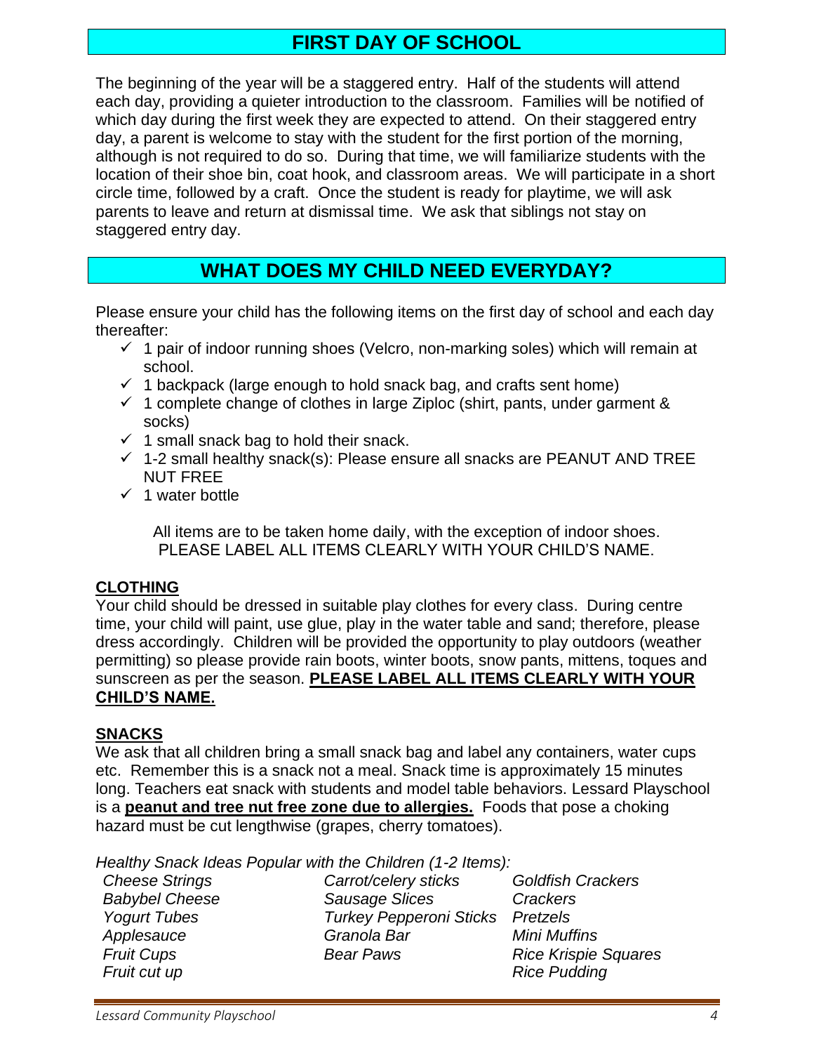## FIRST DAY OF SCHOOL

The beginning of the year will be a staggered entry. Half of the students will attend each day, providing a quieter introduction to the classroom. Families will be notified of which day during the first week they are expected to attend. On their staggered entry day, a parent is welcome to stay with the student for the first portion of the morning, although is not required to do so. During that time, we will familiarize students with the location of their shoe bin, coat hook, and classroom areas. We will participate in a short circle time, followed by a craft. Once the student is ready for playtime, we will ask parents to leave and return at dismissal time. We ask that siblings not stay on staggered entry day.

## WHAT DOES MY CHILD NEED EVERYDAY?

Please ensure your child has the following items on the first day of school and each day thereafter:

- ✓ 1 pair of indoor running shoes (Velcro, non-marking soles) which will remain at school.
- ✓ 1 backpack (large enough to hold snack bag, and crafts sent home)
- ✓ 1 complete change of clothes in large Ziploc (shirt, pants, under garment & socks)
- ✓ 1 small snack bag to hold their snack.
- ✓ 1-2 small healthy snack(s): Please ensure all snacks are PEANUT AND TREE NUT FREE
- ✓ 1 water bottle

All items are to be taken home daily, with the exception of indoor shoes.
PLEASE LABEL ALL ITEMS CLEARLY WITH YOUR CHILD'S NAME.

### CLOTHING

Your child should be dressed in suitable play clothes for every class. During centre time, your child will paint, use glue, play in the water table and sand; therefore, please dress accordingly. Children will be provided the opportunity to play outdoors (weather permitting) so please provide rain boots, winter boots, snow pants, mittens, toques and sunscreen as per the season. **PLEASE LABEL ALL ITEMS CLEARLY WITH YOUR CHILD'S NAME.**

### SNACKS

We ask that all children bring a small snack bag and label any containers, water cups etc. Remember this is a snack not a meal. Snack time is approximately 15 minutes long. Teachers eat snack with students and model table behaviors. Lessard Playschool is a **peanut and tree nut free zone due to allergies.** Foods that pose a choking hazard must be cut lengthwise (grapes, cherry tomatoes).

*Healthy Snack Ideas Popular with the Children (1-2 Items):*

| | | |
|---|---|---|
| *Cheese Strings* | *Carrot/celery sticks* | *Goldfish Crackers* |
| *Babybel Cheese* | *Sausage Slices* | *Crackers* |
| *Yogurt Tubes* | *Turkey Pepperoni Sticks* | *Pretzels* |
| *Applesauce* | *Granola Bar* | *Mini Muffins* |
| *Fruit Cups* | *Bear Paws* | *Rice Krispie Squares* |
| *Fruit cut up* | | *Rice Pudding* |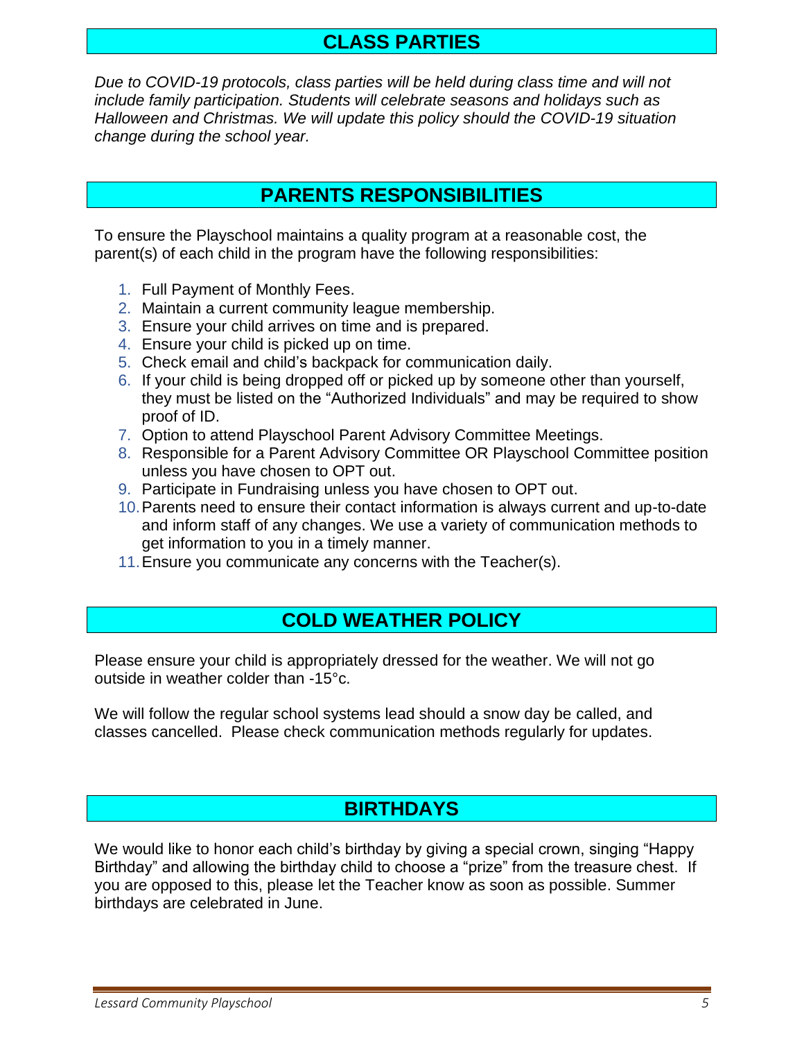## CLASS PARTIES

*Due to COVID-19 protocols, class parties will be held during class time and will not include family participation. Students will celebrate seasons and holidays such as Halloween and Christmas. We will update this policy should the COVID-19 situation change during the school year.*

## PARENTS RESPONSIBILITIES

To ensure the Playschool maintains a quality program at a reasonable cost, the parent(s) of each child in the program have the following responsibilities:

1. Full Payment of Monthly Fees.
2. Maintain a current community league membership.
3. Ensure your child arrives on time and is prepared.
4. Ensure your child is picked up on time.
5. Check email and child's backpack for communication daily.
6. If your child is being dropped off or picked up by someone other than yourself, they must be listed on the "Authorized Individuals" and may be required to show proof of ID.
7. Option to attend Playschool Parent Advisory Committee Meetings.
8. Responsible for a Parent Advisory Committee OR Playschool Committee position unless you have chosen to OPT out.
9. Participate in Fundraising unless you have chosen to OPT out.
10. Parents need to ensure their contact information is always current and up-to-date and inform staff of any changes. We use a variety of communication methods to get information to you in a timely manner.
11. Ensure you communicate any concerns with the Teacher(s).

## COLD WEATHER POLICY

Please ensure your child is appropriately dressed for the weather. We will not go outside in weather colder than -15°c.

We will follow the regular school systems lead should a snow day be called, and classes cancelled. Please check communication methods regularly for updates.

## BIRTHDAYS

We would like to honor each child's birthday by giving a special crown, singing "Happy Birthday" and allowing the birthday child to choose a "prize" from the treasure chest. If you are opposed to this, please let the Teacher know as soon as possible. Summer birthdays are celebrated in June.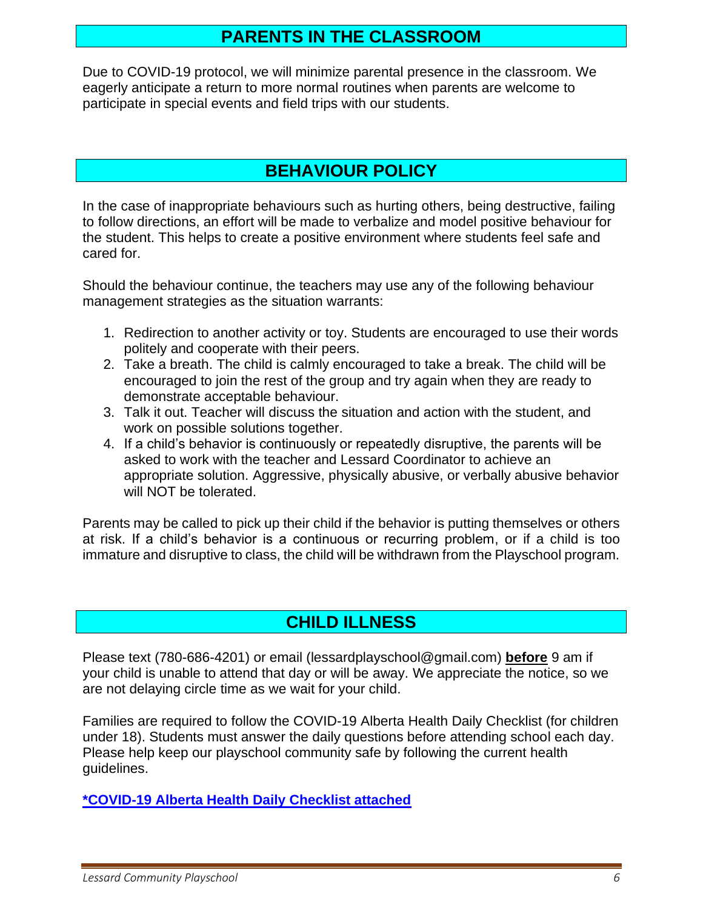## PARENTS IN THE CLASSROOM

Due to COVID-19 protocol, we will minimize parental presence in the classroom. We eagerly anticipate a return to more normal routines when parents are welcome to participate in special events and field trips with our students.

## BEHAVIOUR POLICY

In the case of inappropriate behaviours such as hurting others, being destructive, failing to follow directions, an effort will be made to verbalize and model positive behaviour for the student. This helps to create a positive environment where students feel safe and cared for.

Should the behaviour continue, the teachers may use any of the following behaviour management strategies as the situation warrants:

1. Redirection to another activity or toy. Students are encouraged to use their words politely and cooperate with their peers.
2. Take a breath. The child is calmly encouraged to take a break. The child will be encouraged to join the rest of the group and try again when they are ready to demonstrate acceptable behaviour.
3. Talk it out. Teacher will discuss the situation and action with the student, and work on possible solutions together.
4. If a child's behavior is continuously or repeatedly disruptive, the parents will be asked to work with the teacher and Lessard Coordinator to achieve an appropriate solution. Aggressive, physically abusive, or verbally abusive behavior will NOT be tolerated.

Parents may be called to pick up their child if the behavior is putting themselves or others at risk. If a child's behavior is a continuous or recurring problem, or if a child is too immature and disruptive to class, the child will be withdrawn from the Playschool program.

## CHILD ILLNESS

Please text (780-686-4201) or email (lessardplayschool@gmail.com) **before** 9 am if your child is unable to attend that day or will be away. We appreciate the notice, so we are not delaying circle time as we wait for your child.

Families are required to follow the COVID-19 Alberta Health Daily Checklist (for children under 18). Students must answer the daily questions before attending school each day. Please help keep our playschool community safe by following the current health guidelines.

**\*COVID-19 Alberta Health Daily Checklist attached**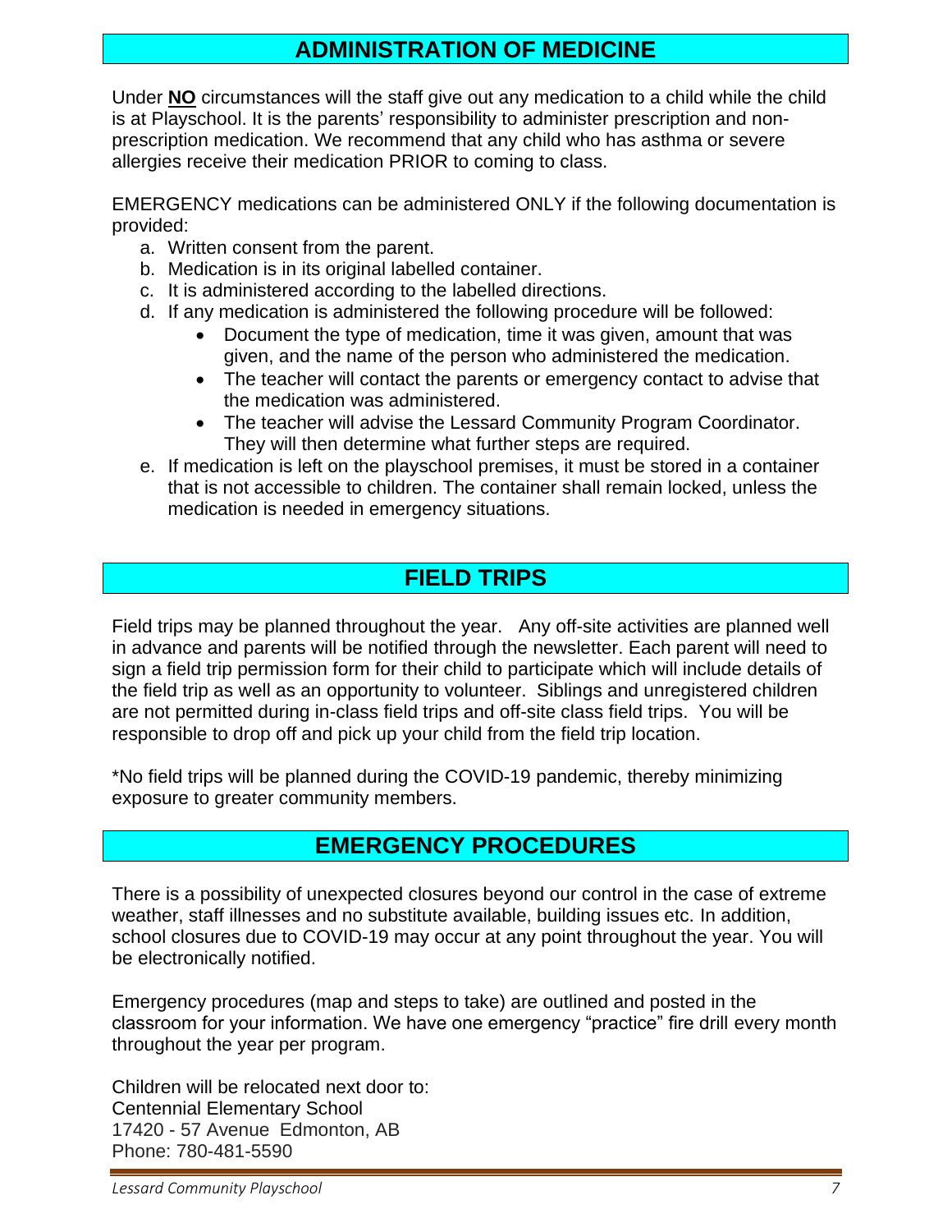## ADMINISTRATION OF MEDICINE

Under **NO** circumstances will the staff give out any medication to a child while the child is at Playschool. It is the parents' responsibility to administer prescription and non-prescription medication. We recommend that any child who has asthma or severe allergies receive their medication PRIOR to coming to class.

EMERGENCY medications can be administered ONLY if the following documentation is provided:

a. Written consent from the parent.
b. Medication is in its original labelled container.
c. It is administered according to the labelled directions.
d. If any medication is administered the following procedure will be followed:
    - Document the type of medication, time it was given, amount that was given, and the name of the person who administered the medication.
    - The teacher will contact the parents or emergency contact to advise that the medication was administered.
    - The teacher will advise the Lessard Community Program Coordinator. They will then determine what further steps are required.
e. If medication is left on the playschool premises, it must be stored in a container that is not accessible to children. The container shall remain locked, unless the medication is needed in emergency situations.

## FIELD TRIPS

Field trips may be planned throughout the year. Any off-site activities are planned well in advance and parents will be notified through the newsletter. Each parent will need to sign a field trip permission form for their child to participate which will include details of the field trip as well as an opportunity to volunteer. Siblings and unregistered children are not permitted during in-class field trips and off-site class field trips. You will be responsible to drop off and pick up your child from the field trip location.

*No field trips will be planned during the COVID-19 pandemic, thereby minimizing exposure to greater community members.

## EMERGENCY PROCEDURES

There is a possibility of unexpected closures beyond our control in the case of extreme weather, staff illnesses and no substitute available, building issues etc. In addition, school closures due to COVID-19 may occur at any point throughout the year. You will be electronically notified.

Emergency procedures (map and steps to take) are outlined and posted in the classroom for your information. We have one emergency "practice" fire drill every month throughout the year per program.

Children will be relocated next door to:
Centennial Elementary School
17420 - 57 Avenue Edmonton, AB
Phone: 780-481-5590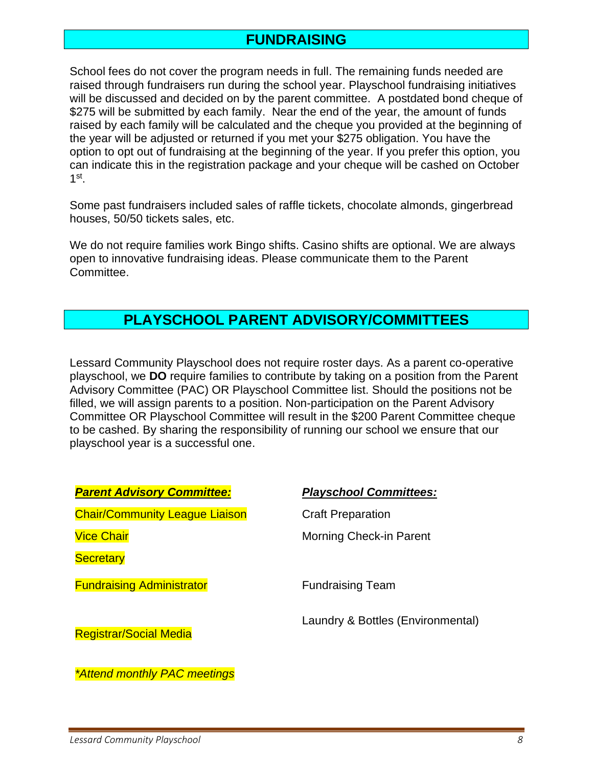## FUNDRAISING

School fees do not cover the program needs in full. The remaining funds needed are raised through fundraisers run during the school year. Playschool fundraising initiatives will be discussed and decided on by the parent committee. A postdated bond cheque of $275 will be submitted by each family. Near the end of the year, the amount of funds raised by each family will be calculated and the cheque you provided at the beginning of the year will be adjusted or returned if you met your $275 obligation. You have the option to opt out of fundraising at the beginning of the year. If you prefer this option, you can indicate this in the registration package and your cheque will be cashed on October 1st.

Some past fundraisers included sales of raffle tickets, chocolate almonds, gingerbread houses, 50/50 tickets sales, etc.

We do not require families work Bingo shifts. Casino shifts are optional. We are always open to innovative fundraising ideas. Please communicate them to the Parent Committee.

## PLAYSCHOOL PARENT ADVISORY/COMMITTEES

Lessard Community Playschool does not require roster days. As a parent co-operative playschool, we **DO** require families to contribute by taking on a position from the Parent Advisory Committee (PAC) OR Playschool Committee list. Should the positions not be filled, we will assign parents to a position. Non-participation on the Parent Advisory Committee OR Playschool Committee will result in the $200 Parent Committee cheque to be cashed. By sharing the responsibility of running our school we ensure that our playschool year is a successful one.

***Parent Advisory Committee:***

- Chair/Community League Liaison
- Vice Chair
- Secretary
- Fundraising Administrator
- Registrar/Social Media

*\*Attend monthly PAC meetings*

***Playschool Committees:***

- Craft Preparation
- Morning Check-in Parent
- Fundraising Team
- Laundry & Bottles (Environmental)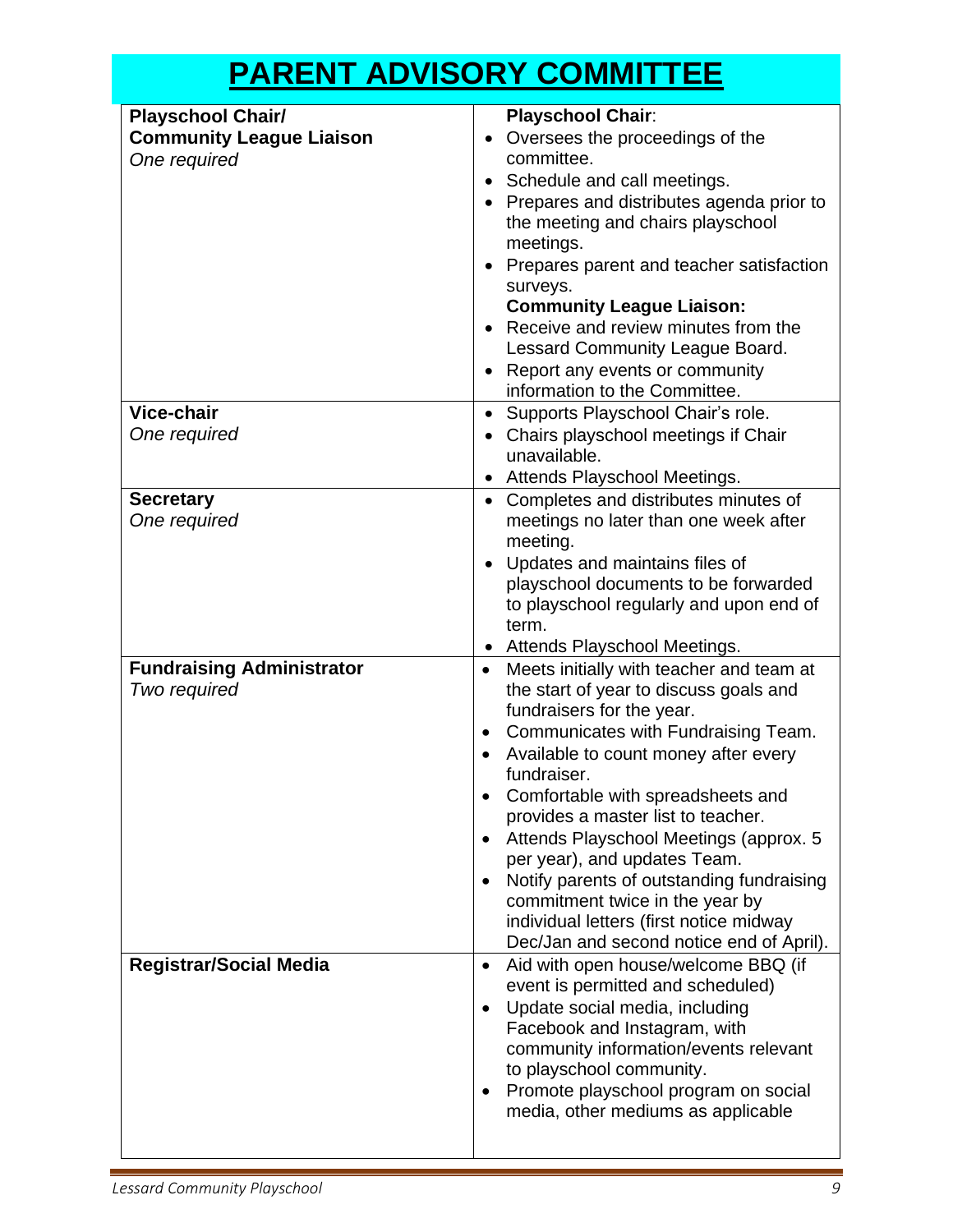# PARENT ADVISORY COMMITTEE

| Role | Responsibilities |
|---|---|
| **Playschool Chair/ Community League Liaison**<br>*One required* | **Playschool Chair**:<br>• Oversees the proceedings of the committee.<br>• Schedule and call meetings.<br>• Prepares and distributes agenda prior to the meeting and chairs playschool meetings.<br>• Prepares parent and teacher satisfaction surveys.<br>**Community League Liaison:**<br>• Receive and review minutes from the Lessard Community League Board.<br>• Report any events or community information to the Committee. |
| **Vice-chair**<br>*One required* | • Supports Playschool Chair's role.<br>• Chairs playschool meetings if Chair unavailable.<br>• Attends Playschool Meetings. |
| **Secretary**<br>*One required* | • Completes and distributes minutes of meetings no later than one week after meeting.<br>• Updates and maintains files of playschool documents to be forwarded to playschool regularly and upon end of term.<br>• Attends Playschool Meetings. |
| **Fundraising Administrator**<br>*Two required* | • Meets initially with teacher and team at the start of year to discuss goals and fundraisers for the year.<br>• Communicates with Fundraising Team.<br>• Available to count money after every fundraiser.<br>• Comfortable with spreadsheets and provides a master list to teacher.<br>• Attends Playschool Meetings (approx. 5 per year), and updates Team.<br>• Notify parents of outstanding fundraising commitment twice in the year by individual letters (first notice midway Dec/Jan and second notice end of April). |
| **Registrar/Social Media** | • Aid with open house/welcome BBQ (if event is permitted and scheduled)<br>• Update social media, including Facebook and Instagram, with community information/events relevant to playschool community.<br>• Promote playschool program on social media, other mediums as applicable |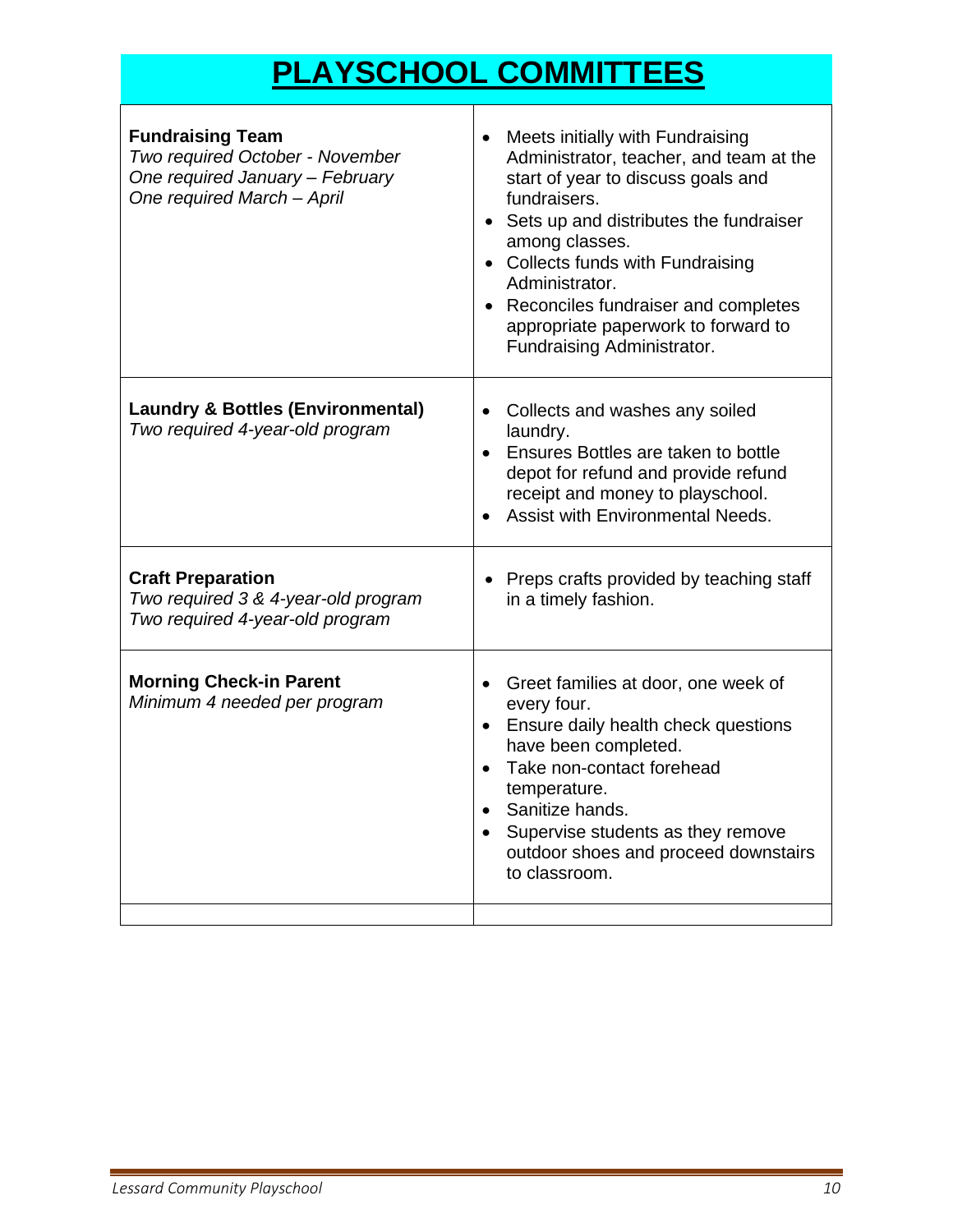# PLAYSCHOOL COMMITTEES

| Committee | Duties |
|---|---|
| **Fundraising Team**<br>*Two required October - November*<br>*One required January – February*<br>*One required March – April* | • Meets initially with Fundraising Administrator, teacher, and team at the start of year to discuss goals and fundraisers.<br>• Sets up and distributes the fundraiser among classes.<br>• Collects funds with Fundraising Administrator.<br>• Reconciles fundraiser and completes appropriate paperwork to forward to Fundraising Administrator. |
| **Laundry & Bottles (Environmental)**<br>*Two required 4-year-old program* | • Collects and washes any soiled laundry.<br>• Ensures Bottles are taken to bottle depot for refund and provide refund receipt and money to playschool.<br>• Assist with Environmental Needs. |
| **Craft Preparation**<br>*Two required 3 & 4-year-old program*<br>*Two required 4-year-old program* | • Preps crafts provided by teaching staff in a timely fashion. |
| **Morning Check-in Parent**<br>*Minimum 4 needed per program* | • Greet families at door, one week of every four.<br>• Ensure daily health check questions have been completed.<br>• Take non-contact forehead temperature.<br>• Sanitize hands.<br>• Supervise students as they remove outdoor shoes and proceed downstairs to classroom. |
| | |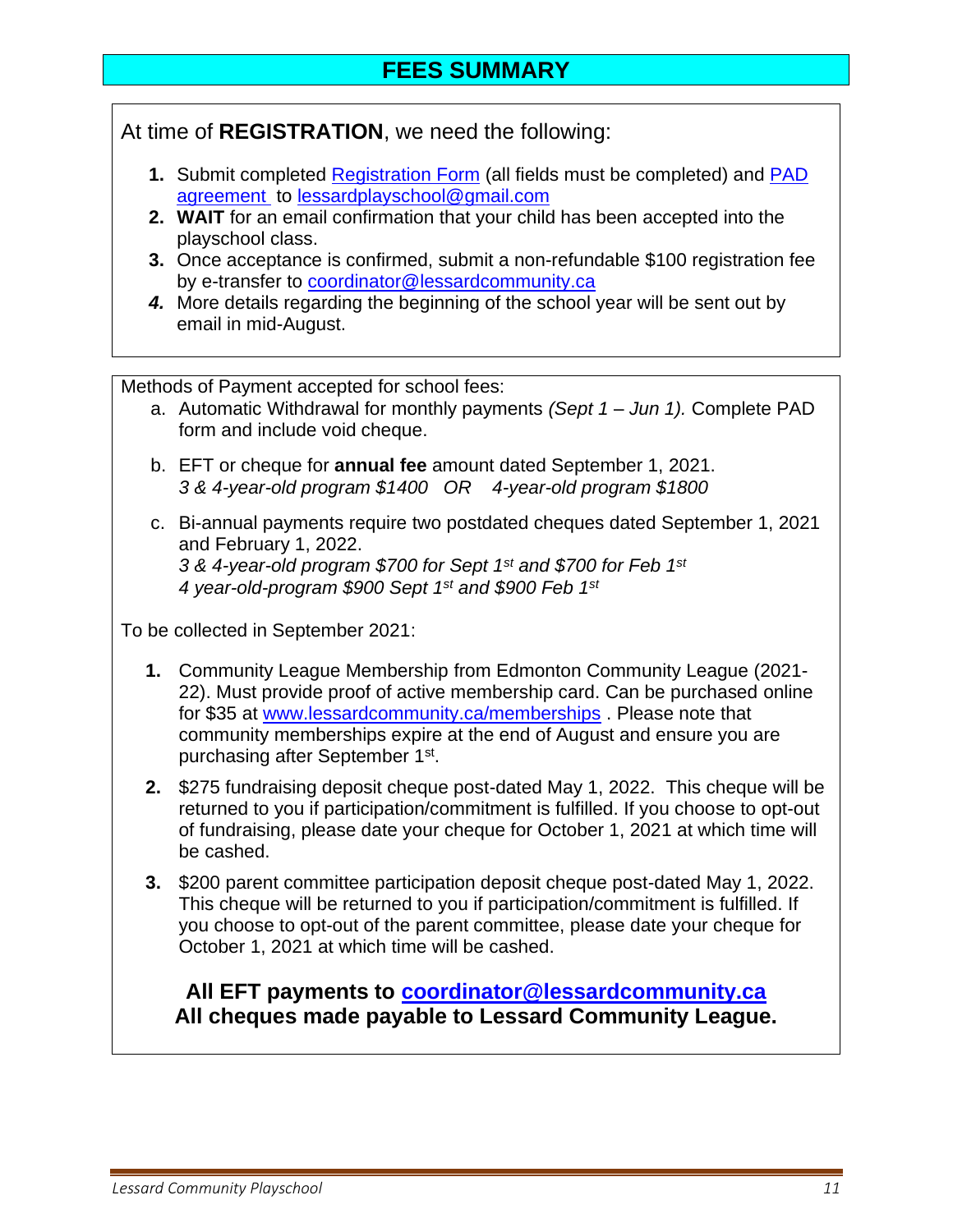# FEES SUMMARY

At time of **REGISTRATION**, we need the following:

1. Submit completed Registration Form (all fields must be completed) and PAD agreement to lessardplayschool@gmail.com
2. **WAIT** for an email confirmation that your child has been accepted into the playschool class.
3. Once acceptance is confirmed, submit a non-refundable $100 registration fee by e-transfer to coordinator@lessardcommunity.ca
4. More details regarding the beginning of the school year will be sent out by email in mid-August.

Methods of Payment accepted for school fees:

a. Automatic Withdrawal for monthly payments *(Sept 1 – Jun 1).* Complete PAD form and include void cheque.

b. EFT or cheque for **annual fee** amount dated September 1, 2021.
*3 & 4-year-old program $1400 OR 4-year-old program $1800*

c. Bi-annual payments require two postdated cheques dated September 1, 2021 and February 1, 2022.
*3 & 4-year-old program $700 for Sept 1st and $700 for Feb 1st*
*4 year-old-program $900 Sept 1st and $900 Feb 1st*

To be collected in September 2021:

1. Community League Membership from Edmonton Community League (2021-22). Must provide proof of active membership card. Can be purchased online for $35 at www.lessardcommunity.ca/memberships . Please note that community memberships expire at the end of August and ensure you are purchasing after September 1st.
2. $275 fundraising deposit cheque post-dated May 1, 2022. This cheque will be returned to you if participation/commitment is fulfilled. If you choose to opt-out of fundraising, please date your cheque for October 1, 2021 at which time will be cashed.
3. $200 parent committee participation deposit cheque post-dated May 1, 2022. This cheque will be returned to you if participation/commitment is fulfilled. If you choose to opt-out of the parent committee, please date your cheque for October 1, 2021 at which time will be cashed.

**All EFT payments to coordinator@lessardcommunity.ca**
**All cheques made payable to Lessard Community League.**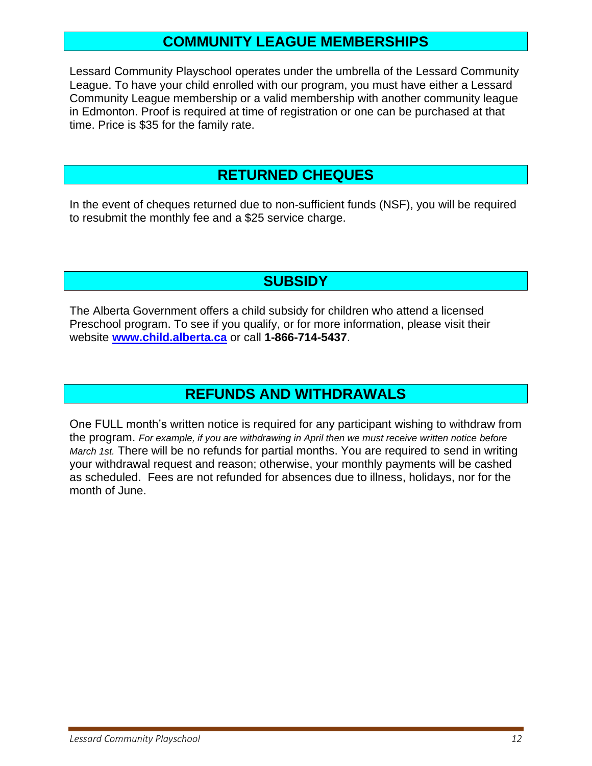## COMMUNITY LEAGUE MEMBERSHIPS

Lessard Community Playschool operates under the umbrella of the Lessard Community League. To have your child enrolled with our program, you must have either a Lessard Community League membership or a valid membership with another community league in Edmonton. Proof is required at time of registration or one can be purchased at that time. Price is $35 for the family rate.

## RETURNED CHEQUES

In the event of cheques returned due to non-sufficient funds (NSF), you will be required to resubmit the monthly fee and a $25 service charge.

## SUBSIDY

The Alberta Government offers a child subsidy for children who attend a licensed Preschool program. To see if you qualify, or for more information, please visit their website **[www.child.alberta.ca](http://www.child.alberta.ca)** or call **1-866-714-5437**.

## REFUNDS AND WITHDRAWALS

One FULL month's written notice is required for any participant wishing to withdraw from the program. *For example, if you are withdrawing in April then we must receive written notice before March 1st.* There will be no refunds for partial months. You are required to send in writing your withdrawal request and reason; otherwise, your monthly payments will be cashed as scheduled. Fees are not refunded for absences due to illness, holidays, nor for the month of June.